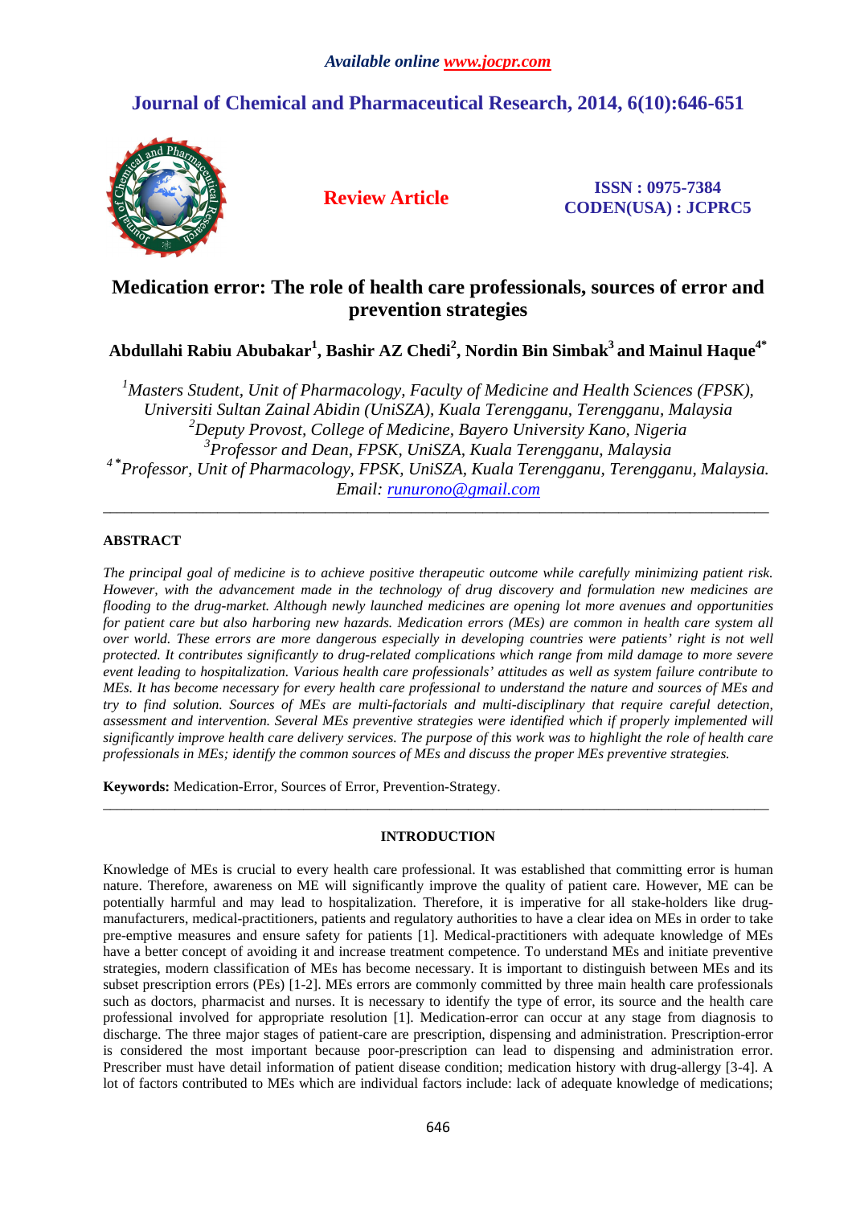Available online www.jocpr.com

# Journal of Chemical and Pharmaceutical Research, 2014, 6(10):646-651

**Review Article**

**ISSN : 0975-7384**
**CODEN(USA) : JCPRC5**

# Medication error: The role of health care professionals, sources of error and prevention strategies

**Abdullahi Rabiu Abubakar[1], Bashir AZ Chedi[2], Nordin Bin Simbak[3] and Mainul Haque[4*]**

*[1]Masters Student, Unit of Pharmacology, Faculty of Medicine and Health Sciences (FPSK), Universiti Sultan Zainal Abidin (UniSZA), Kuala Terengganu, Terengganu, Malaysia*
*[2]Deputy Provost, College of Medicine, Bayero University Kano, Nigeria*
*[3]Professor and Dean, FPSK, UniSZA, Kuala Terengganu, Malaysia*
*[4*]Professor, Unit of Pharmacology, FPSK, UniSZA, Kuala Terengganu, Terengganu, Malaysia.*
*Email: runurono@gmail.com*

---

## ABSTRACT

*The principal goal of medicine is to achieve positive therapeutic outcome while carefully minimizing patient risk. However, with the advancement made in the technology of drug discovery and formulation new medicines are flooding to the drug-market. Although newly launched medicines are opening lot more avenues and opportunities for patient care but also harboring new hazards. Medication errors (MEs) are common in health care system all over world. These errors are more dangerous especially in developing countries were patients' right is not well protected. It contributes significantly to drug-related complications which range from mild damage to more severe event leading to hospitalization. Various health care professionals' attitudes as well as system failure contribute to MEs. It has become necessary for every health care professional to understand the nature and sources of MEs and try to find solution. Sources of MEs are multi-factorials and multi-disciplinary that require careful detection, assessment and intervention. Several MEs preventive strategies were identified which if properly implemented will significantly improve health care delivery services. The purpose of this work was to highlight the role of health care professionals in MEs; identify the common sources of MEs and discuss the proper MEs preventive strategies.*

**Keywords:** Medication-Error, Sources of Error, Prevention-Strategy.

---

## INTRODUCTION

Knowledge of MEs is crucial to every health care professional. It was established that committing error is human nature. Therefore, awareness on ME will significantly improve the quality of patient care. However, ME can be potentially harmful and may lead to hospitalization. Therefore, it is imperative for all stake-holders like drug-manufacturers, medical-practitioners, patients and regulatory authorities to have a clear idea on MEs in order to take pre-emptive measures and ensure safety for patients [1]. Medical-practitioners with adequate knowledge of MEs have a better concept of avoiding it and increase treatment competence. To understand MEs and initiate preventive strategies, modern classification of MEs has become necessary. It is important to distinguish between MEs and its subset prescription errors (PEs) [1-2]. MEs errors are commonly committed by three main health care professionals such as doctors, pharmacist and nurses. It is necessary to identify the type of error, its source and the health care professional involved for appropriate resolution [1]. Medication-error can occur at any stage from diagnosis to discharge. The three major stages of patient-care are prescription, dispensing and administration. Prescription-error is considered the most important because poor-prescription can lead to dispensing and administration error. Prescriber must have detail information of patient disease condition; medication history with drug-allergy [3-4]. A lot of factors contributed to MEs which are individual factors include: lack of adequate knowledge of medications;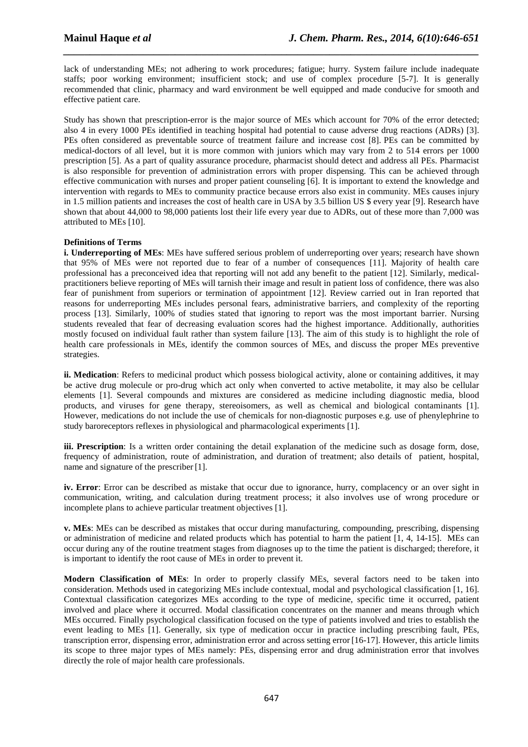lack of understanding MEs; not adhering to work procedures; fatigue; hurry. System failure include inadequate staffs; poor working environment; insufficient stock; and use of complex procedure [5-7]. It is generally recommended that clinic, pharmacy and ward environment be well equipped and made conducive for smooth and effective patient care.

Study has shown that prescription-error is the major source of MEs which account for 70% of the error detected; also 4 in every 1000 PEs identified in teaching hospital had potential to cause adverse drug reactions (ADRs) [3]. PEs often considered as preventable source of treatment failure and increase cost [8]. PEs can be committed by medical-doctors of all level, but it is more common with juniors which may vary from 2 to 514 errors per 1000 prescription [5]. As a part of quality assurance procedure, pharmacist should detect and address all PEs. Pharmacist is also responsible for prevention of administration errors with proper dispensing. This can be achieved through effective communication with nurses and proper patient counseling [6]. It is important to extend the knowledge and intervention with regards to MEs to community practice because errors also exist in community. MEs causes injury in 1.5 million patients and increases the cost of health care in USA by 3.5 billion US $ every year [9]. Research have shown that about 44,000 to 98,000 patients lost their life every year due to ADRs, out of these more than 7,000 was attributed to MEs [10].

**Definitions of Terms**

**i. Underreporting of MEs**: MEs have suffered serious problem of underreporting over years; research have shown that 95% of MEs were not reported due to fear of a number of consequences [11]. Majority of health care professional has a preconceived idea that reporting will not add any benefit to the patient [12]. Similarly, medical-practitioners believe reporting of MEs will tarnish their image and result in patient loss of confidence, there was also fear of punishment from superiors or termination of appointment [12]. Review carried out in Iran reported that reasons for underreporting MEs includes personal fears, administrative barriers, and complexity of the reporting process [13]. Similarly, 100% of studies stated that ignoring to report was the most important barrier. Nursing students revealed that fear of decreasing evaluation scores had the highest importance. Additionally, authorities mostly focused on individual fault rather than system failure [13]. The aim of this study is to highlight the role of health care professionals in MEs, identify the common sources of MEs, and discuss the proper MEs preventive strategies.

**ii. Medication**: Refers to medicinal product which possess biological activity, alone or containing additives, it may be active drug molecule or pro-drug which act only when converted to active metabolite, it may also be cellular elements [1]. Several compounds and mixtures are considered as medicine including diagnostic media, blood products, and viruses for gene therapy, stereoisomers, as well as chemical and biological contaminants [1]. However, medications do not include the use of chemicals for non-diagnostic purposes e.g. use of phenylephrine to study baroreceptors reflexes in physiological and pharmacological experiments [1].

**iii. Prescription**: Is a written order containing the detail explanation of the medicine such as dosage form, dose, frequency of administration, route of administration, and duration of treatment; also details of patient, hospital, name and signature of the prescriber [1].

**iv. Error**: Error can be described as mistake that occur due to ignorance, hurry, complacency or an over sight in communication, writing, and calculation during treatment process; it also involves use of wrong procedure or incomplete plans to achieve particular treatment objectives [1].

**v. MEs**: MEs can be described as mistakes that occur during manufacturing, compounding, prescribing, dispensing or administration of medicine and related products which has potential to harm the patient [1, 4, 14-15]. MEs can occur during any of the routine treatment stages from diagnoses up to the time the patient is discharged; therefore, it is important to identify the root cause of MEs in order to prevent it.

**Modern Classification of MEs**: In order to properly classify MEs, several factors need to be taken into consideration. Methods used in categorizing MEs include contextual, modal and psychological classification [1, 16]. Contextual classification categorizes MEs according to the type of medicine, specific time it occurred, patient involved and place where it occurred. Modal classification concentrates on the manner and means through which MEs occurred. Finally psychological classification focused on the type of patients involved and tries to establish the event leading to MEs [1]. Generally, six type of medication occur in practice including prescribing fault, PEs, transcription error, dispensing error, administration error and across setting error [16-17]. However, this article limits its scope to three major types of MEs namely: PEs, dispensing error and drug administration error that involves directly the role of major health care professionals.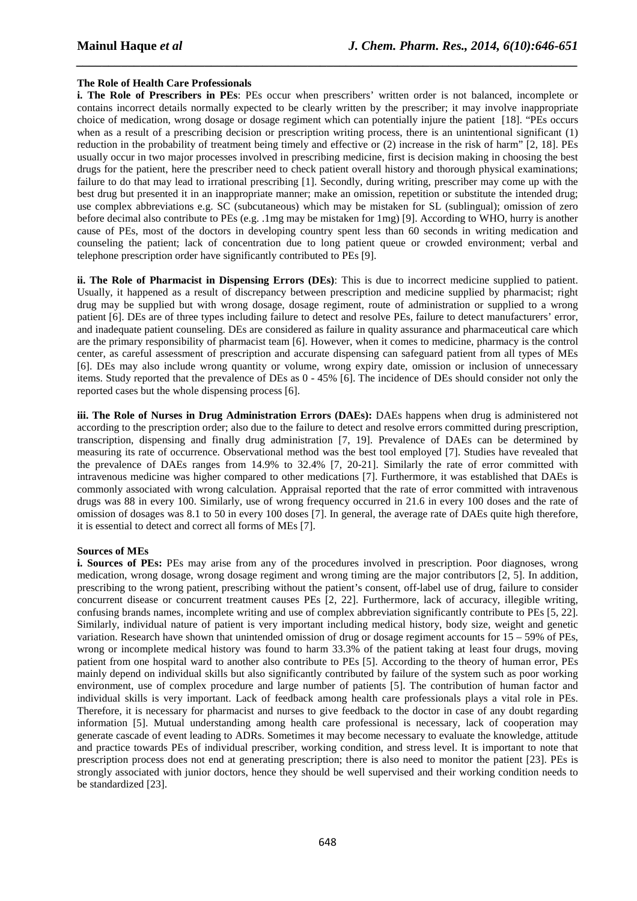**The Role of Health Care Professionals**

**i. The Role of Prescribers in PEs**: PEs occur when prescribers' written order is not balanced, incomplete or contains incorrect details normally expected to be clearly written by the prescriber; it may involve inappropriate choice of medication, wrong dosage or dosage regiment which can potentially injure the patient [18]. "PEs occurs when as a result of a prescribing decision or prescription writing process, there is an unintentional significant (1) reduction in the probability of treatment being timely and effective or (2) increase in the risk of harm" [2, 18]. PEs usually occur in two major processes involved in prescribing medicine, first is decision making in choosing the best drugs for the patient, here the prescriber need to check patient overall history and thorough physical examinations; failure to do that may lead to irrational prescribing [1]. Secondly, during writing, prescriber may come up with the best drug but presented it in an inappropriate manner; make an omission, repetition or substitute the intended drug; use complex abbreviations e.g. SC (subcutaneous) which may be mistaken for SL (sublingual); omission of zero before decimal also contribute to PEs (e.g. .1mg may be mistaken for 1mg) [9]. According to WHO, hurry is another cause of PEs, most of the doctors in developing country spent less than 60 seconds in writing medication and counseling the patient; lack of concentration due to long patient queue or crowded environment; verbal and telephone prescription order have significantly contributed to PEs [9].

**ii. The Role of Pharmacist in Dispensing Errors (DEs)**: This is due to incorrect medicine supplied to patient. Usually, it happened as a result of discrepancy between prescription and medicine supplied by pharmacist; right drug may be supplied but with wrong dosage, dosage regiment, route of administration or supplied to a wrong patient [6]. DEs are of three types including failure to detect and resolve PEs, failure to detect manufacturers' error, and inadequate patient counseling. DEs are considered as failure in quality assurance and pharmaceutical care which are the primary responsibility of pharmacist team [6]. However, when it comes to medicine, pharmacy is the control center, as careful assessment of prescription and accurate dispensing can safeguard patient from all types of MEs [6]. DEs may also include wrong quantity or volume, wrong expiry date, omission or inclusion of unnecessary items. Study reported that the prevalence of DEs as 0 - 45% [6]. The incidence of DEs should consider not only the reported cases but the whole dispensing process [6].

**iii. The Role of Nurses in Drug Administration Errors (DAEs):** DAEs happens when drug is administered not according to the prescription order; also due to the failure to detect and resolve errors committed during prescription, transcription, dispensing and finally drug administration [7, 19]. Prevalence of DAEs can be determined by measuring its rate of occurrence. Observational method was the best tool employed [7]. Studies have revealed that the prevalence of DAEs ranges from 14.9% to 32.4% [7, 20-21]. Similarly the rate of error committed with intravenous medicine was higher compared to other medications [7]. Furthermore, it was established that DAEs is commonly associated with wrong calculation. Appraisal reported that the rate of error committed with intravenous drugs was 88 in every 100. Similarly, use of wrong frequency occurred in 21.6 in every 100 doses and the rate of omission of dosages was 8.1 to 50 in every 100 doses [7]. In general, the average rate of DAEs quite high therefore, it is essential to detect and correct all forms of MEs [7].

**Sources of MEs**

**i. Sources of PEs:** PEs may arise from any of the procedures involved in prescription. Poor diagnoses, wrong medication, wrong dosage, wrong dosage regiment and wrong timing are the major contributors [2, 5]. In addition, prescribing to the wrong patient, prescribing without the patient's consent, off-label use of drug, failure to consider concurrent disease or concurrent treatment causes PEs [2, 22]. Furthermore, lack of accuracy, illegible writing, confusing brands names, incomplete writing and use of complex abbreviation significantly contribute to PEs [5, 22]. Similarly, individual nature of patient is very important including medical history, body size, weight and genetic variation. Research have shown that unintended omission of drug or dosage regiment accounts for 15 – 59% of PEs, wrong or incomplete medical history was found to harm 33.3% of the patient taking at least four drugs, moving patient from one hospital ward to another also contribute to PEs [5]. According to the theory of human error, PEs mainly depend on individual skills but also significantly contributed by failure of the system such as poor working environment, use of complex procedure and large number of patients [5]. The contribution of human factor and individual skills is very important. Lack of feedback among health care professionals plays a vital role in PEs. Therefore, it is necessary for pharmacist and nurses to give feedback to the doctor in case of any doubt regarding information [5]. Mutual understanding among health care professional is necessary, lack of cooperation may generate cascade of event leading to ADRs. Sometimes it may become necessary to evaluate the knowledge, attitude and practice towards PEs of individual prescriber, working condition, and stress level. It is important to note that prescription process does not end at generating prescription; there is also need to monitor the patient [23]. PEs is strongly associated with junior doctors, hence they should be well supervised and their working condition needs to be standardized [23].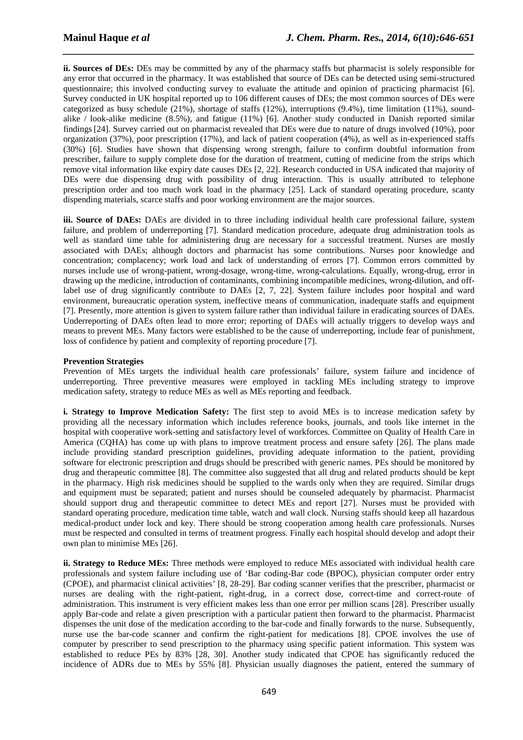**ii. Sources of DEs:** DEs may be committed by any of the pharmacy staffs but pharmacist is solely responsible for any error that occurred in the pharmacy. It was established that source of DEs can be detected using semi-structured questionnaire; this involved conducting survey to evaluate the attitude and opinion of practicing pharmacist [6]. Survey conducted in UK hospital reported up to 106 different causes of DEs; the most common sources of DEs were categorized as busy schedule (21%), shortage of staffs (12%), interruptions (9.4%), time limitation (11%), sound-alike / look-alike medicine (8.5%), and fatigue (11%) [6]. Another study conducted in Danish reported similar findings [24]. Survey carried out on pharmacist revealed that DEs were due to nature of drugs involved (10%), poor organization (37%), poor prescription (17%), and lack of patient cooperation (4%), as well as in-experienced staffs (30%) [6]. Studies have shown that dispensing wrong strength, failure to confirm doubtful information from prescriber, failure to supply complete dose for the duration of treatment, cutting of medicine from the strips which remove vital information like expiry date causes DEs [2, 22]. Research conducted in USA indicated that majority of DEs were due dispensing drug with possibility of drug interaction. This is usually attributed to telephone prescription order and too much work load in the pharmacy [25]. Lack of standard operating procedure, scanty dispending materials, scarce staffs and poor working environment are the major sources.

**iii. Source of DAEs:** DAEs are divided in to three including individual health care professional failure, system failure, and problem of underreporting [7]. Standard medication procedure, adequate drug administration tools as well as standard time table for administering drug are necessary for a successful treatment. Nurses are mostly associated with DAEs; although doctors and pharmacist has some contributions. Nurses poor knowledge and concentration; complacency; work load and lack of understanding of errors [7]. Common errors committed by nurses include use of wrong-patient, wrong-dosage, wrong-time, wrong-calculations. Equally, wrong-drug, error in drawing up the medicine, introduction of contaminants, combining incompatible medicines, wrong-dilution, and off-label use of drug significantly contribute to DAEs [2, 7, 22]. System failure includes poor hospital and ward environment, bureaucratic operation system, ineffective means of communication, inadequate staffs and equipment [7]. Presently, more attention is given to system failure rather than individual failure in eradicating sources of DAEs. Underreporting of DAEs often lead to more error; reporting of DAEs will actually triggers to develop ways and means to prevent MEs. Many factors were established to be the cause of underreporting, include fear of punishment, loss of confidence by patient and complexity of reporting procedure [7].

**Prevention Strategies**

Prevention of MEs targets the individual health care professionals' failure, system failure and incidence of underreporting. Three preventive measures were employed in tackling MEs including strategy to improve medication safety, strategy to reduce MEs as well as MEs reporting and feedback.

**i. Strategy to Improve Medication Safety:** The first step to avoid MEs is to increase medication safety by providing all the necessary information which includes reference books, journals, and tools like internet in the hospital with cooperative work-setting and satisfactory level of workforces. Committee on Quality of Health Care in America (CQHA) has come up with plans to improve treatment process and ensure safety [26]. The plans made include providing standard prescription guidelines, providing adequate information to the patient, providing software for electronic prescription and drugs should be prescribed with generic names. PEs should be monitored by drug and therapeutic committee [8]. The committee also suggested that all drug and related products should be kept in the pharmacy. High risk medicines should be supplied to the wards only when they are required. Similar drugs and equipment must be separated; patient and nurses should be counseled adequately by pharmacist. Pharmacist should support drug and therapeutic committee to detect MEs and report [27]. Nurses must be provided with standard operating procedure, medication time table, watch and wall clock. Nursing staffs should keep all hazardous medical-product under lock and key. There should be strong cooperation among health care professionals. Nurses must be respected and consulted in terms of treatment progress. Finally each hospital should develop and adopt their own plan to minimise MEs [26].

**ii. Strategy to Reduce MEs:** Three methods were employed to reduce MEs associated with individual health care professionals and system failure including use of 'Bar coding-Bar code (BPOC), physician computer order entry (CPOE), and pharmacist clinical activities' [8, 28-29]. Bar coding scanner verifies that the prescriber, pharmacist or nurses are dealing with the right-patient, right-drug, in a correct dose, correct-time and correct-route of administration. This instrument is very efficient makes less than one error per million scans [28]. Prescriber usually apply Bar-code and relate a given prescription with a particular patient then forward to the pharmacist. Pharmacist dispenses the unit dose of the medication according to the bar-code and finally forwards to the nurse. Subsequently, nurse use the bar-code scanner and confirm the right-patient for medications [8]. CPOE involves the use of computer by prescriber to send prescription to the pharmacy using specific patient information. This system was established to reduce PEs by 83% [28, 30]. Another study indicated that CPOE has significantly reduced the incidence of ADRs due to MEs by 55% [8]. Physician usually diagnoses the patient, entered the summary of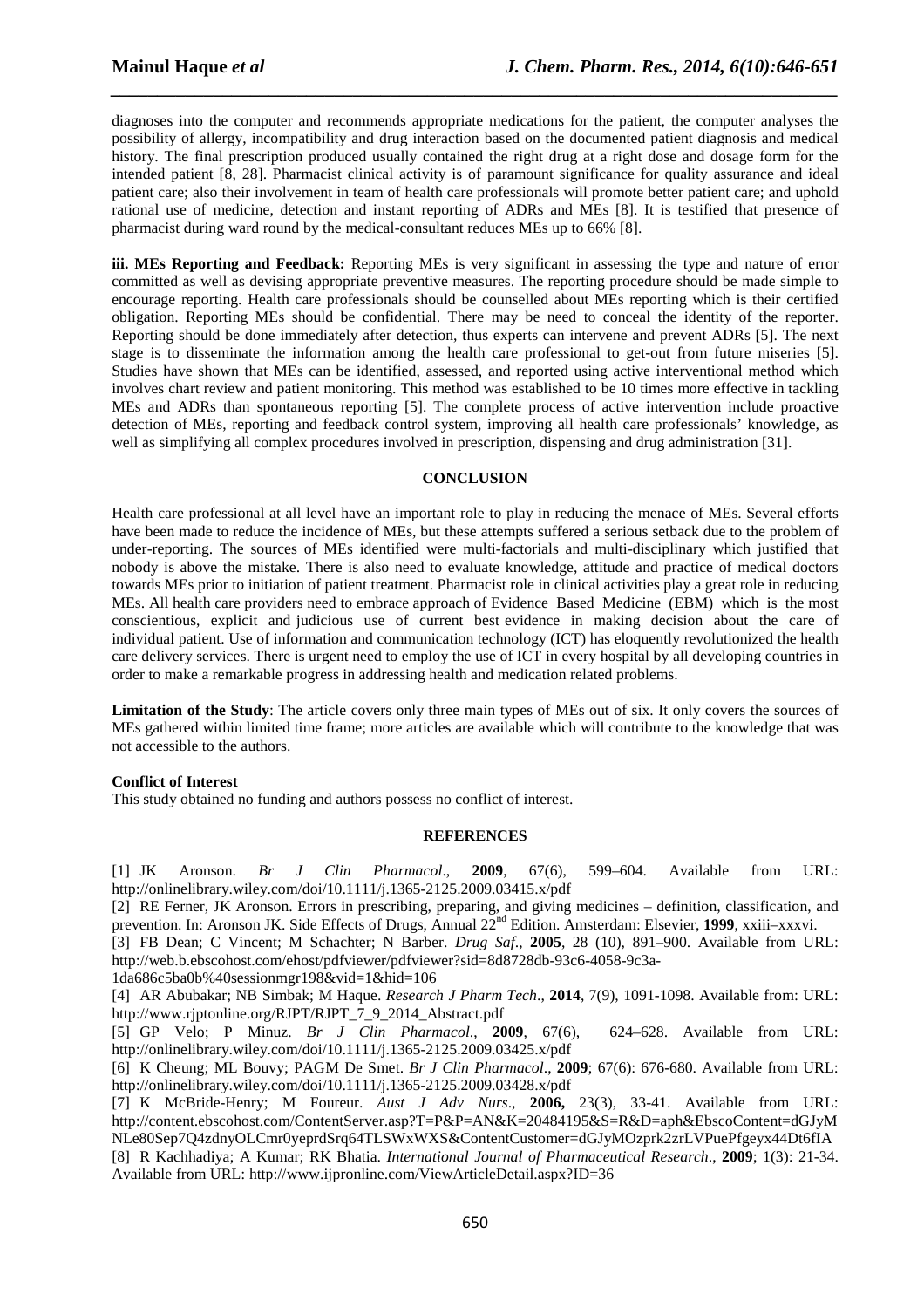diagnoses into the computer and recommends appropriate medications for the patient, the computer analyses the possibility of allergy, incompatibility and drug interaction based on the documented patient diagnosis and medical history. The final prescription produced usually contained the right drug at a right dose and dosage form for the intended patient [8, 28]. Pharmacist clinical activity is of paramount significance for quality assurance and ideal patient care; also their involvement in team of health care professionals will promote better patient care; and uphold rational use of medicine, detection and instant reporting of ADRs and MEs [8]. It is testified that presence of pharmacist during ward round by the medical-consultant reduces MEs up to 66% [8].

**iii. MEs Reporting and Feedback:** Reporting MEs is very significant in assessing the type and nature of error committed as well as devising appropriate preventive measures. The reporting procedure should be made simple to encourage reporting. Health care professionals should be counselled about MEs reporting which is their certified obligation. Reporting MEs should be confidential. There may be need to conceal the identity of the reporter. Reporting should be done immediately after detection, thus experts can intervene and prevent ADRs [5]. The next stage is to disseminate the information among the health care professional to get-out from future miseries [5]. Studies have shown that MEs can be identified, assessed, and reported using active interventional method which involves chart review and patient monitoring. This method was established to be 10 times more effective in tackling MEs and ADRs than spontaneous reporting [5]. The complete process of active intervention include proactive detection of MEs, reporting and feedback control system, improving all health care professionals' knowledge, as well as simplifying all complex procedures involved in prescription, dispensing and drug administration [31].

## CONCLUSION

Health care professional at all level have an important role to play in reducing the menace of MEs. Several efforts have been made to reduce the incidence of MEs, but these attempts suffered a serious setback due to the problem of under-reporting. The sources of MEs identified were multi-factorials and multi-disciplinary which justified that nobody is above the mistake. There is also need to evaluate knowledge, attitude and practice of medical doctors towards MEs prior to initiation of patient treatment. Pharmacist role in clinical activities play a great role in reducing MEs. All health care providers need to embrace approach of Evidence Based Medicine (EBM) which is the most conscientious, explicit and judicious use of current best evidence in making decision about the care of individual patient. Use of information and communication technology (ICT) has eloquently revolutionized the health care delivery services. There is urgent need to employ the use of ICT in every hospital by all developing countries in order to make a remarkable progress in addressing health and medication related problems.

**Limitation of the Study**: The article covers only three main types of MEs out of six. It only covers the sources of MEs gathered within limited time frame; more articles are available which will contribute to the knowledge that was not accessible to the authors.

**Conflict of Interest**

This study obtained no funding and authors possess no conflict of interest.

## REFERENCES

[1] JK Aronson. *Br J Clin Pharmacol*., **2009**, 67(6), 599–604. Available from URL: http://onlinelibrary.wiley.com/doi/10.1111/j.1365-2125.2009.03415.x/pdf

[2] RE Ferner, JK Aronson. Errors in prescribing, preparing, and giving medicines – definition, classification, and prevention. In: Aronson JK. Side Effects of Drugs, Annual 22nd Edition. Amsterdam: Elsevier, **1999**, xxiii–xxxvi.

[3] FB Dean; C Vincent; M Schachter; N Barber. *Drug Saf*., **2005**, 28 (10), 891–900. Available from URL: http://web.b.ebscohost.com/ehost/pdfviewer/pdfviewer?sid=8d8728db-93c6-4058-9c3a-1da686c5ba0b%40sessionmgr198&vid=1&hid=106

[4] AR Abubakar; NB Simbak; M Haque. *Research J Pharm Tech*., **2014**, 7(9), 1091-1098. Available from: URL: http://www.rjptonline.org/RJPT/RJPT_7_9_2014_Abstract.pdf

[5] GP Velo; P Minuz. *Br J Clin Pharmacol*., **2009**, 67(6), 624–628. Available from URL: http://onlinelibrary.wiley.com/doi/10.1111/j.1365-2125.2009.03425.x/pdf

[6] K Cheung; ML Bouvy; PAGM De Smet. *Br J Clin Pharmacol*., **2009**; 67(6): 676-680. Available from URL: http://onlinelibrary.wiley.com/doi/10.1111/j.1365-2125.2009.03428.x/pdf

[7] K McBride-Henry; M Foureur. *Aust J Adv Nurs*., **2006,** 23(3), 33-41. Available from URL: http://content.ebscohost.com/ContentServer.asp?T=P&P=AN&K=20484195&S=R&D=aph&EbscoContent=dGJyMNLe80Sep7Q4zdnyOLCmr0yeprdSrq64TLSWxWXS&ContentCustomer=dGJyMOzprk2zrLVPuePfgeyx44Dt6fIA

[8] R Kachhadiya; A Kumar; RK Bhatia. *International Journal of Pharmaceutical Research*., **2009**; 1(3): 21-34. Available from URL: http://www.ijpronline.com/ViewArticleDetail.aspx?ID=36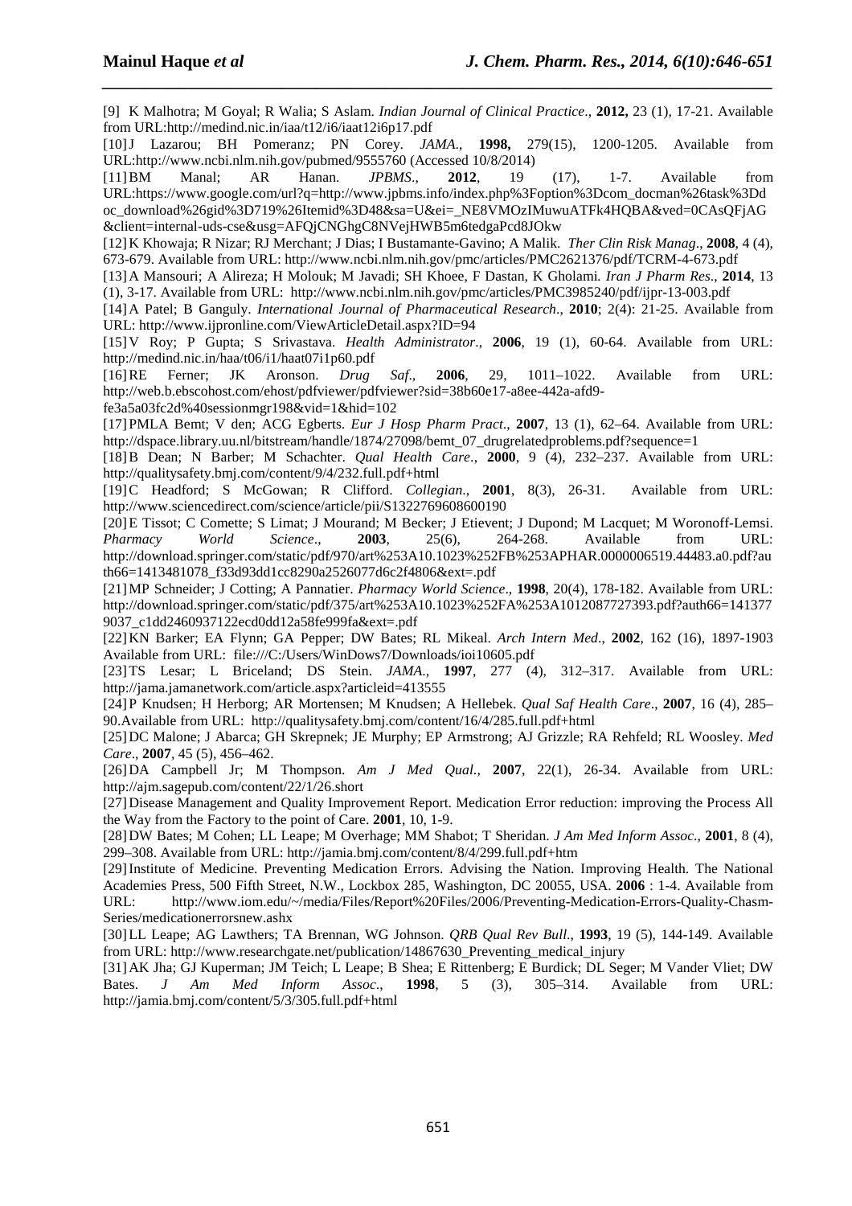[9] K Malhotra; M Goyal; R Walia; S Aslam. *Indian Journal of Clinical Practice*., **2012,** 23 (1), 17-21. Available from URL:http://medind.nic.in/iaa/t12/i6/iaat12i6p17.pdf

[10] J Lazarou; BH Pomeranz; PN Corey. *JAMA*., **1998,** 279(15), 1200-1205. Available from URL:http://www.ncbi.nlm.nih.gov/pubmed/9555760 (Accessed 10/8/2014)

[11] BM Manal; AR Hanan. *JPBMS*., **2012**, 19 (17), 1-7. Available from URL:https://www.google.com/url?q=http://www.jpbms.info/index.php%3Foption%3Dcom_docman%26task%3Ddoc_download%26gid%3D719%26Itemid%3D48&sa=U&ei=_NE8VMOzIMuwuATFk4HQBA&ved=0CAsQFjAG&client=internal-uds-cse&usg=AFQjCNGhgC8NVejHWB5m6tedgaPcd8JOkw

[12] K Khowaja; R Nizar; RJ Merchant; J Dias; I Bustamante-Gavino; A Malik. *Ther Clin Risk Manag*., **2008**, 4 (4), 673-679. Available from URL: http://www.ncbi.nlm.nih.gov/pmc/articles/PMC2621376/pdf/TCRM-4-673.pdf

[13] A Mansouri; A Alireza; H Molouk; M Javadi; SH Khoee, F Dastan, K Gholami. *Iran J Pharm Res*., **2014**, 13 (1), 3-17. Available from URL: http://www.ncbi.nlm.nih.gov/pmc/articles/PMC3985240/pdf/ijpr-13-003.pdf

[14] A Patel; B Ganguly. *International Journal of Pharmaceutical Research*., **2010**; 2(4): 21-25. Available from URL: http://www.ijpronline.com/ViewArticleDetail.aspx?ID=94

[15] V Roy; P Gupta; S Srivastava. *Health Administrator*., **2006**, 19 (1), 60-64. Available from URL: http://medind.nic.in/haa/t06/i1/haat07i1p60.pdf

[16] RE Ferner; JK Aronson. *Drug Saf*., **2006**, 29, 1011–1022. Available from URL: http://web.b.ebscohost.com/ehost/pdfviewer/pdfviewer?sid=38b60e17-a8ee-442a-afd9-fe3a5a03fc2d%40sessionmgr198&vid=1&hid=102

[17] PMLA Bemt; V den; ACG Egberts. *Eur J Hosp Pharm Pract*., **2007**, 13 (1), 62–64. Available from URL: http://dspace.library.uu.nl/bitstream/handle/1874/27098/bemt_07_drugrelatedproblems.pdf?sequence=1

[18] B Dean; N Barber; M Schachter. *Qual Health Care*., **2000**, 9 (4), 232–237. Available from URL: http://qualitysafety.bmj.com/content/9/4/232.full.pdf+html

[19] C Headford; S McGowan; R Clifford. *Collegian*., **2001**, 8(3), 26-31. Available from URL: http://www.sciencedirect.com/science/article/pii/S1322769608600190

[20] E Tissot; C Cornette; S Limat; J Mourand; M Becker; J Etievent; J Dupond; M Lacquet; M Woronoff-Lemsi. *Pharmacy World Science*., **2003**, 25(6), 264-268. Available from URL: http://download.springer.com/static/pdf/970/art%253A10.1023%252FB%253APHAR.0000006519.44483.a0.pdf?auth66=1413481078_f33d93dd1cc8290a2526077d6c2f4806&ext=.pdf

[21] MP Schneider; J Cotting; A Pannatier. *Pharmacy World Science*., **1998**, 20(4), 178-182. Available from URL: http://download.springer.com/static/pdf/375/art%253A10.1023%252FA%253A1012087727393.pdf?auth66=1413779037_c1dd2460937122ecd0dd12a58fe999fa&ext=.pdf

[22] KN Barker; EA Flynn; GA Pepper; DW Bates; RL Mikeal. *Arch Intern Med*., **2002**, 162 (16), 1897-1903 Available from URL: file:///C:/Users/WinDows7/Downloads/ioi10605.pdf

[23] TS Lesar; L Briceland; DS Stein. *JAMA*., **1997**, 277 (4), 312–317. Available from URL: http://jama.jamanetwork.com/article.aspx?articleid=413555

[24] P Knudsen; H Herborg; AR Mortensen; M Knudsen; A Hellebek. *Qual Saf Health Care*., **2007**, 16 (4), 285–90.Available from URL: http://qualitysafety.bmj.com/content/16/4/285.full.pdf+html

[25] DC Malone; J Abarca; GH Skrepnek; JE Murphy; EP Armstrong; AJ Grizzle; RA Rehfeld; RL Woosley. *Med Care*., **2007**, 45 (5), 456–462.

[26] DA Campbell Jr; M Thompson. *Am J Med Qual*., **2007**, 22(1), 26-34. Available from URL: http://ajm.sagepub.com/content/22/1/26.short

[27] Disease Management and Quality Improvement Report. Medication Error reduction: improving the Process All the Way from the Factory to the point of Care. **2001**, 10, 1-9.

[28] DW Bates; M Cohen; LL Leape; M Overhage; MM Shabot; T Sheridan. *J Am Med Inform Assoc*., **2001**, 8 (4), 299–308. Available from URL: http://jamia.bmj.com/content/8/4/299.full.pdf+htm

[29] Institute of Medicine. Preventing Medication Errors. Advising the Nation. Improving Health. The National Academies Press, 500 Fifth Street, N.W., Lockbox 285, Washington, DC 20055, USA. **2006** : 1-4. Available from URL: http://www.iom.edu/~/media/Files/Report%20Files/2006/Preventing-Medication-Errors-Quality-Chasm-Series/medicationerrorsnew.ashx

[30] LL Leape; AG Lawthers; TA Brennan, WG Johnson. *QRB Qual Rev Bull*., **1993**, 19 (5), 144-149. Available from URL: http://www.researchgate.net/publication/14867630_Preventing_medical_injury

[31] AK Jha; GJ Kuperman; JM Teich; L Leape; B Shea; E Rittenberg; E Burdick; DL Seger; M Vander Vliet; DW Bates. *J Am Med Inform Assoc*., **1998**, 5 (3), 305–314. Available from URL: http://jamia.bmj.com/content/5/3/305.full.pdf+html